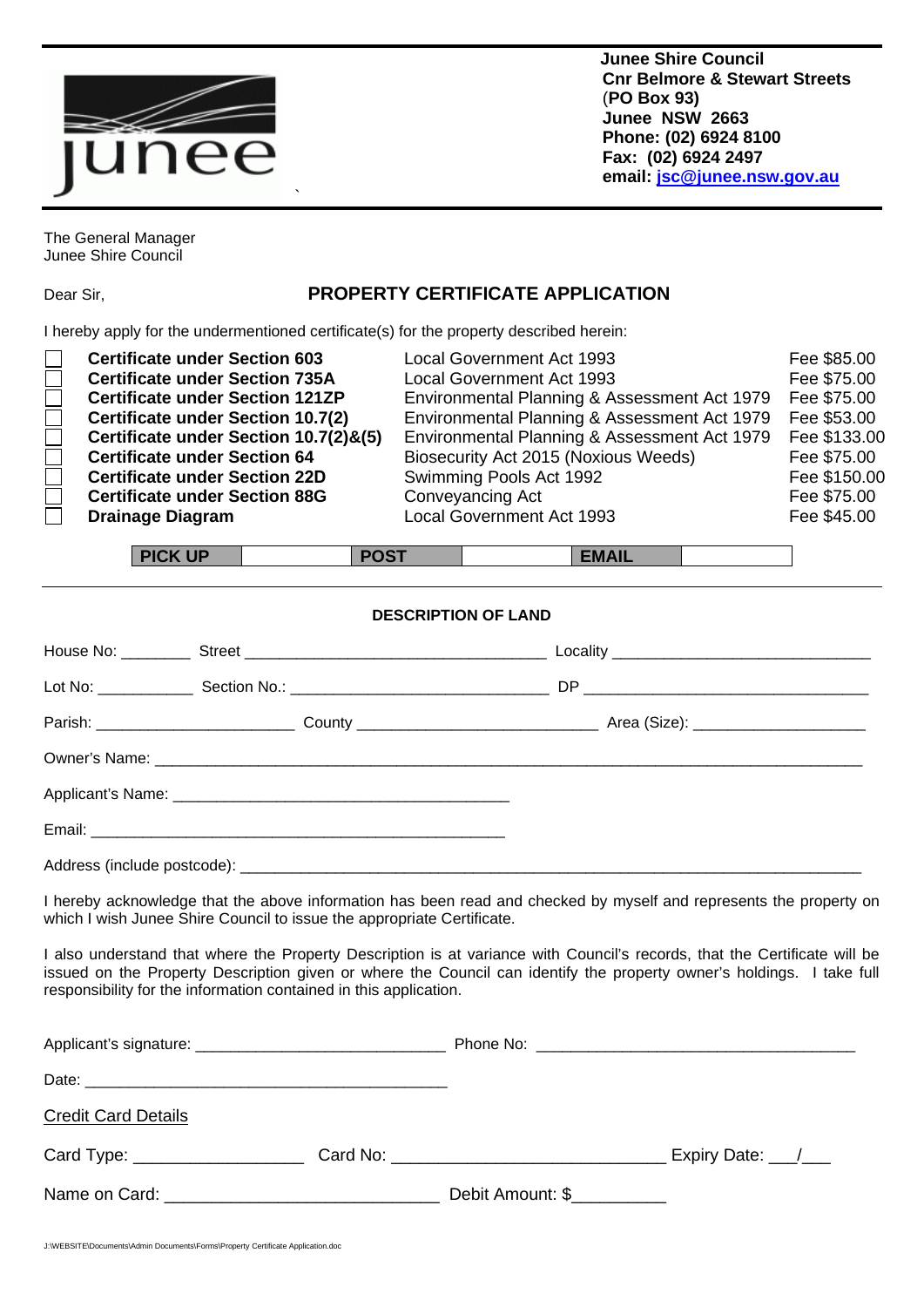**Junee Shire Council**
**Cnr Belmore & Stewart Streets**
**(PO Box 93)**
**Junee NSW 2663**
**Phone: (02) 6924 8100**
**Fax: (02) 6924 2497**
**email: jsc@junee.nsw.gov.au**

The General Manager
Junee Shire Council

Dear Sir,

## PROPERTY CERTIFICATE APPLICATION

I hereby apply for the undermentioned certificate(s) for the property described herein:

| | Certificate | Act | Fee |
|---|---|---|---|
| ☐ | **Certificate under Section 603** | Local Government Act 1993 | Fee $85.00 |
| ☐ | **Certificate under Section 735A** | Local Government Act 1993 | Fee $75.00 |
| ☐ | **Certificate under Section 121ZP** | Environmental Planning & Assessment Act 1979 | Fee $75.00 |
| ☐ | **Certificate under Section 10.7(2)** | Environmental Planning & Assessment Act 1979 | Fee $53.00 |
| ☐ | **Certificate under Section 10.7(2)&(5)** | Environmental Planning & Assessment Act 1979 | Fee $133.00 |
| ☐ | **Certificate under Section 64** | Biosecurity Act 2015 (Noxious Weeds) | Fee $75.00 |
| ☐ | **Certificate under Section 22D** | Swimming Pools Act 1992 | Fee $150.00 |
| ☐ | **Certificate under Section 88G** | Conveyancing Act | Fee $75.00 |
| ☐ | **Drainage Diagram** | Local Government Act 1993 | Fee $45.00 |

| **PICK UP** | | **POST** | | **EMAIL** | |
|---|---|---|---|---|---|

---

### DESCRIPTION OF LAND

House No: ________ Street ___________________________________ Locality ______________________________

Lot No: ___________ Section No.: ______________________________ DP _________________________________

Parish: _______________________ County ____________________________ Area (Size): ____________________

Owner's Name: ________________________________________________________________________________

Applicant's Name: ________________________________________

Email: _________________________________________________

Address (include postcode): ____________________________________________________________________

I hereby acknowledge that the above information has been read and checked by myself and represents the property on which I wish Junee Shire Council to issue the appropriate Certificate.

I also understand that where the Property Description is at variance with Council's records, that the Certificate will be issued on the Property Description given or where the Council can identify the property owner's holdings. I take full responsibility for the information contained in this application.

Applicant's signature: _____________________________ Phone No: _____________________________________

Date: ___________________________________________

Credit Card Details

Card Type: __________________ Card No: ________________________________ Expiry Date: ___/___

Name on Card: ______________________________ Debit Amount: $__________

J:\WEBSITE\Documents\Admin Documents\Forms\Property Certificate Application.doc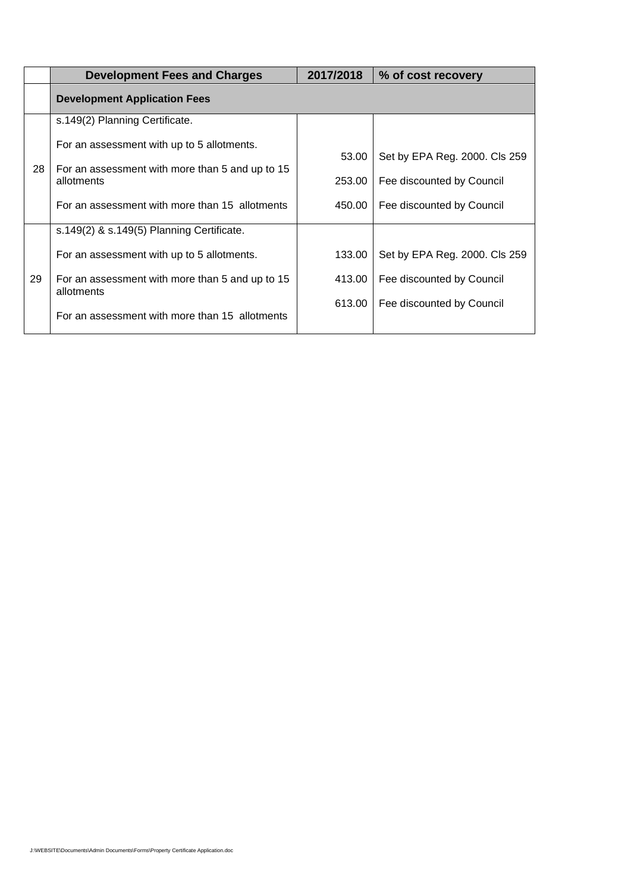| | Development Fees and Charges | 2017/2018 | % of cost recovery |
|---|---|---|---|
| | **Development Application Fees** | | |
| 28 | s.149(2) Planning Certificate. | | |
| | For an assessment with up to 5 allotments. | 53.00 | Set by EPA Reg. 2000. Cls 259 |
| | For an assessment with more than 5 and up to 15 allotments | 253.00 | Fee discounted by Council |
| | For an assessment with more than 15 allotments | 450.00 | Fee discounted by Council |
| 29 | s.149(2) & s.149(5) Planning Certificate. | | |
| | For an assessment with up to 5 allotments. | 133.00 | Set by EPA Reg. 2000. Cls 259 |
| | For an assessment with more than 5 and up to 15 allotments | 413.00 | Fee discounted by Council |
| | For an assessment with more than 15 allotments | 613.00 | Fee discounted by Council |

J:\WEBSITE\Documents\Admin Documents\Forms\Property Certificate Application.doc